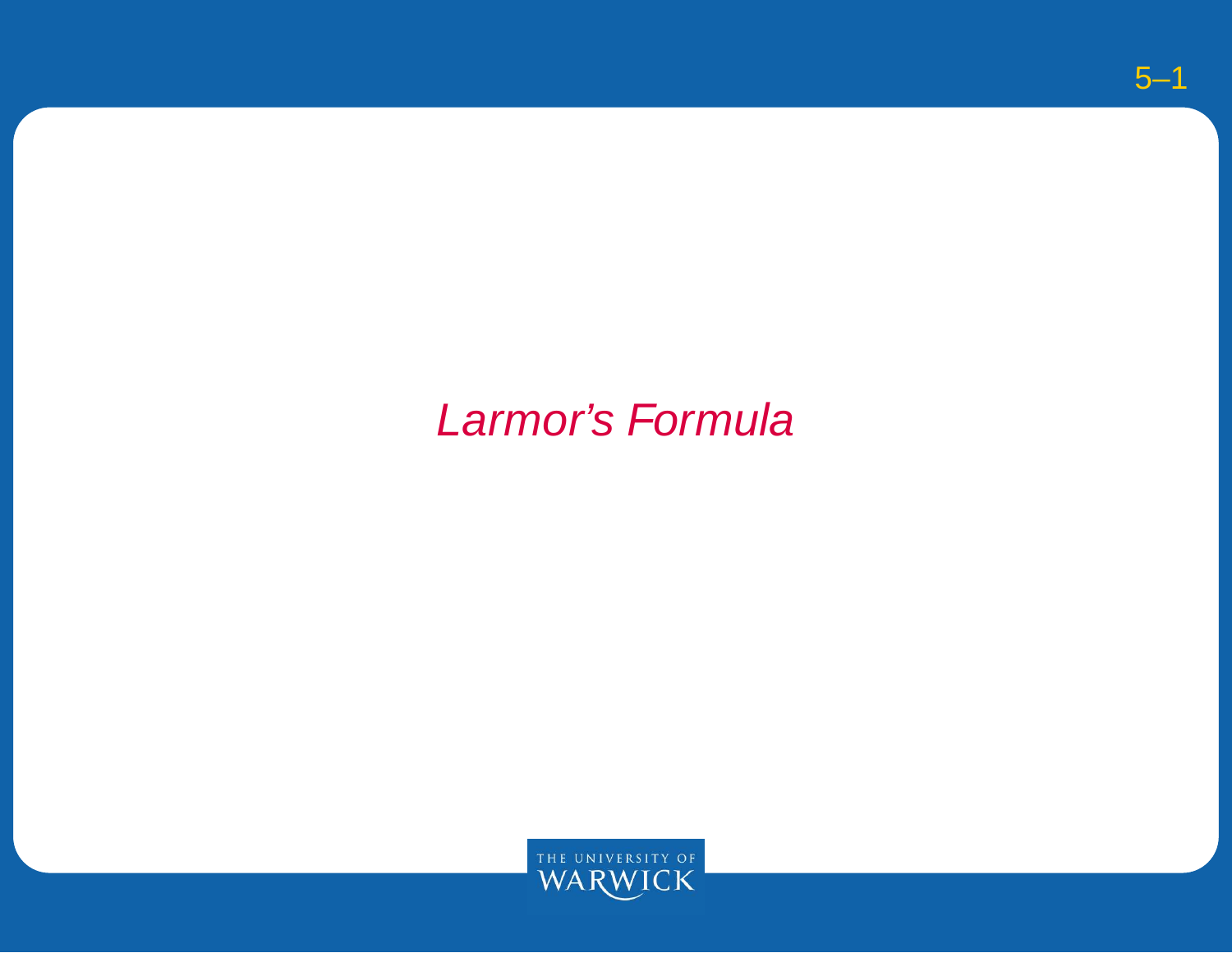# *Larmor's Formula*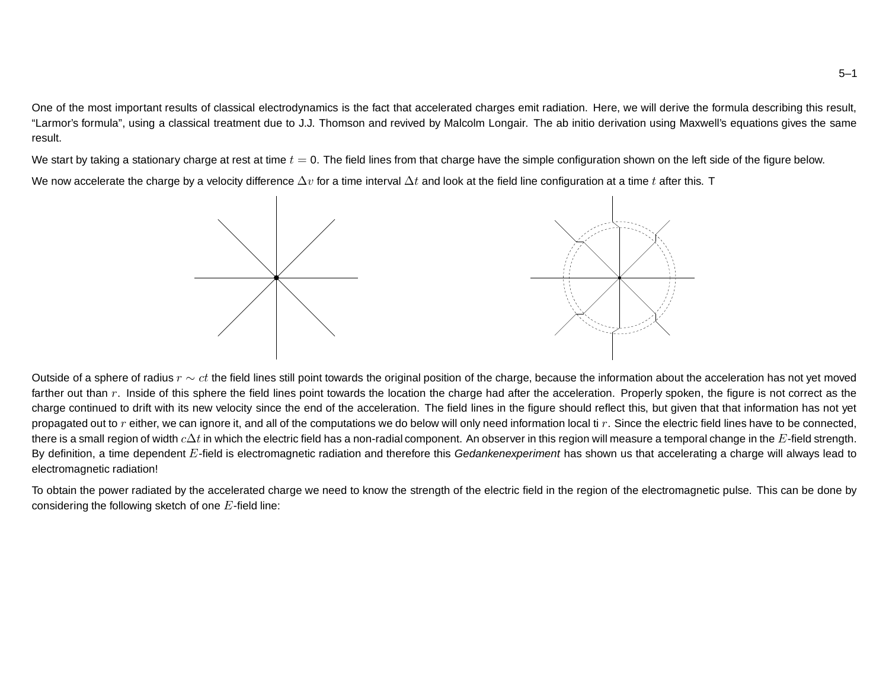One of the most important results of classical electrodynamics is the fact that accelerated charges emit radiation. Here, we will derive the formula describing this result, “Larmor’s formula”, using a classical treatment due to J.J. Thomson and revived by Malcolm Longair. The ab initio derivation using Maxwell’s equations gives the same result.

We start by taking a stationary charge at rest at time $t = 0$. The field lines from that charge have the simple configuration shown on the left side of the figure below.

We now accelerate the charge by a velocity difference $\Delta v$ for a time interval $\Delta t$ and look at the field line configuration at a time $t$ after this. T

Outside of a sphere of radius $r \sim ct$ the field lines still point towards the original position of the charge, because the information about the acceleration has not yet moved farther out than $r$. Inside of this sphere the field lines point towards the location the charge had after the acceleration. Properly spoken, the figure is not correct as the charge continued to drift with its new velocity since the end of the acceleration. The field lines in the figure should reflect this, but given that that information has not yet propagated out to $r$ either, we can ignore it, and all of the computations we do below will only need information local ti $r$. Since the electric field lines have to be connected, there is a small region of width $c\Delta t$ in which the electric field has a non-radial component. An observer in this region will measure a temporal change in the $E$-field strength. By definition, a time dependent $E$-field is electromagnetic radiation and therefore this *Gedankenexperiment* has shown us that accelerating a charge will always lead to electromagnetic radiation!

To obtain the power radiated by the accelerated charge we need to know the strength of the electric field in the region of the electromagnetic pulse. This can be done by considering the following sketch of one $E$-field line: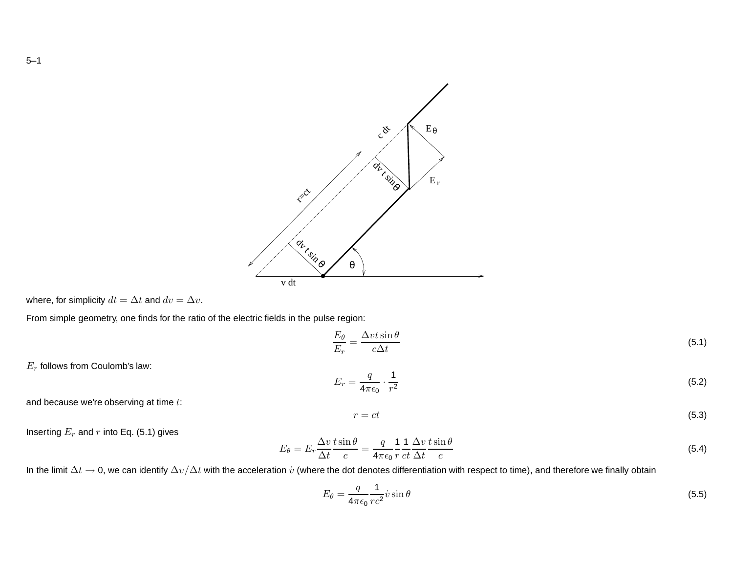where, for simplicity $dt = \Delta t$ and $dv = \Delta v$.

From simple geometry, one finds for the ratio of the electric fields in the pulse region:

$$\frac{E_\theta}{E_r} = \frac{\Delta v t \sin\theta}{c \Delta t} \tag{5.1}$$

$E_r$ follows from Coulomb's law:

$$E_r = \frac{q}{4\pi\epsilon_0} \cdot \frac{1}{r^2} \tag{5.2}$$

and because we're observing at time $t$:

$$r = ct \tag{5.3}$$

Inserting $E_r$ and $r$ into Eq. (5.1) gives

$$E_\theta = E_r \frac{\Delta v}{\Delta t} \frac{t \sin\theta}{c} = \frac{q}{4\pi\epsilon_0} \frac{1}{r} \frac{1}{ct} \frac{\Delta v}{\Delta t} \frac{t \sin\theta}{c} \tag{5.4}$$

In the limit $\Delta t \to 0$, we can identify $\Delta v / \Delta t$ with the acceleration $\dot{v}$ (where the dot denotes differentiation with respect to time), and therefore we finally obtain

$$E_\theta = \frac{q}{4\pi\epsilon_0} \frac{1}{rc^2} \dot{v} \sin\theta \tag{5.5}$$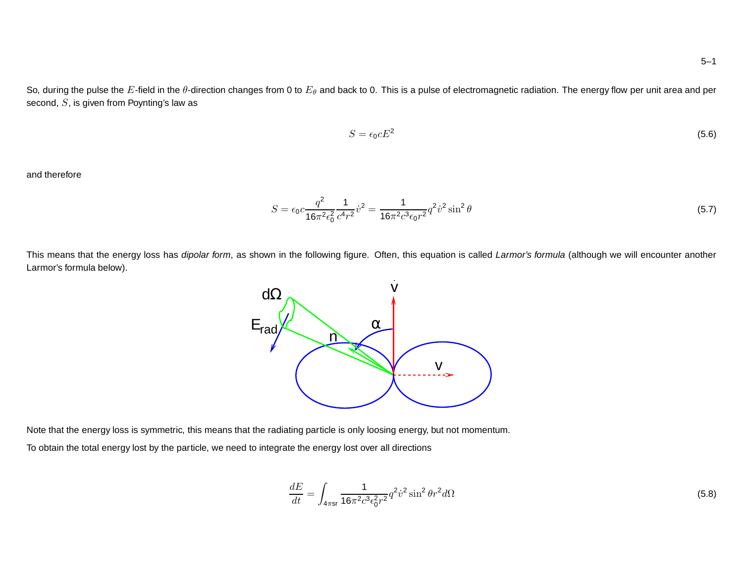So, during the pulse the $E$-field in the $\theta$-direction changes from 0 to $E_\theta$ and back to 0. This is a pulse of electromagnetic radiation. The energy flow per unit area and per second, $S$, is given from Poynting's law as

$$S = \epsilon_0 c E^2 \tag{5.6}$$

and therefore

$$S = \epsilon_0 c \frac{q^2}{16\pi^2 \epsilon_0^2} \frac{1}{c^4 r^2} \dot{v}^2 = \frac{1}{16\pi^2 c^3 \epsilon_0 r^2} q^2 \dot{v}^2 \sin^2\theta \tag{5.7}$$

This means that the energy loss has *dipolar form*, as shown in the following figure. Often, this equation is called *Larmor's formula* (although we will encounter another Larmor's formula below).

Note that the energy loss is symmetric, this means that the radiating particle is only loosing energy, but not momentum.

To obtain the total energy lost by the particle, we need to integrate the energy lost over all directions

$$\frac{dE}{dt} = \int_{4\pi \mathrm{sr}} \frac{1}{16\pi^2 c^3 \epsilon_0^2 r^2} q^2 \dot{v}^2 \sin^2\theta r^2 d\Omega \tag{5.8}$$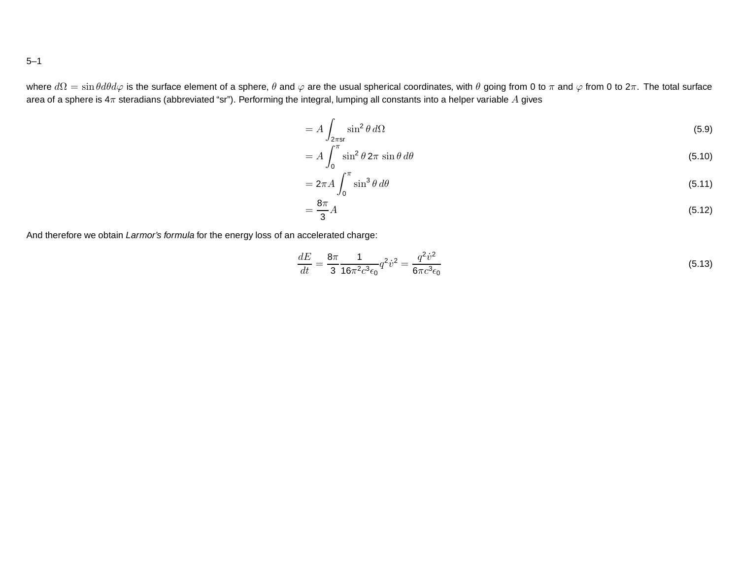where $d\Omega = \sin\theta d\theta d\varphi$ is the surface element of a sphere, $\theta$ and $\varphi$ are the usual spherical coordinates, with $\theta$ going from 0 to $\pi$ and $\varphi$ from 0 to $2\pi$. The total surface area of a sphere is $4\pi$ steradians (abbreviated "sr"). Performing the integral, lumping all constants into a helper variable $A$ gives

$$= A \int_{2\pi\text{sr}} \sin^2\theta \, d\Omega \tag{5.9}$$

$$= A \int_0^{\pi} \sin^2\theta \, 2\pi \, \sin\theta \, d\theta \tag{5.10}$$

$$= 2\pi A \int_0^{\pi} \sin^3\theta \, d\theta \tag{5.11}$$

$$= \frac{8\pi}{3} A \tag{5.12}$$

And therefore we obtain *Larmor's formula* for the energy loss of an accelerated charge:

$$\frac{dE}{dt} = \frac{8\pi}{3} \frac{1}{16\pi^2 c^3 \epsilon_0} q^2 \dot{v}^2 = \frac{q^2 \dot{v}^2}{6\pi c^3 \epsilon_0} \tag{5.13}$$